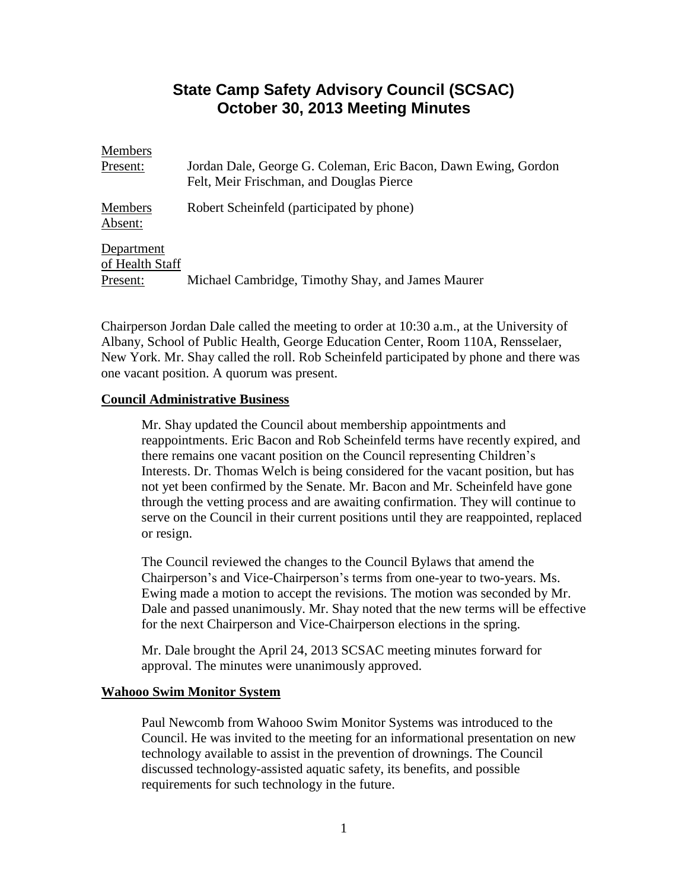# State Camp Safety Advisory Council (SCSAC)
# October 30, 2013 Meeting Minutes

| | |
|---|---|
| Members Present: | Jordan Dale, George G. Coleman, Eric Bacon, Dawn Ewing, Gordon Felt, Meir Frischman, and Douglas Pierce |
| Members Absent: | Robert Scheinfeld (participated by phone) |
| Department of Health Staff Present: | Michael Cambridge, Timothy Shay, and James Maurer |

Chairperson Jordan Dale called the meeting to order at 10:30 a.m., at the University of Albany, School of Public Health, George Education Center, Room 110A, Rensselaer, New York. Mr. Shay called the roll. Rob Scheinfeld participated by phone and there was one vacant position. A quorum was present.

## Council Administrative Business

Mr. Shay updated the Council about membership appointments and reappointments. Eric Bacon and Rob Scheinfeld terms have recently expired, and there remains one vacant position on the Council representing Children's Interests. Dr. Thomas Welch is being considered for the vacant position, but has not yet been confirmed by the Senate. Mr. Bacon and Mr. Scheinfeld have gone through the vetting process and are awaiting confirmation. They will continue to serve on the Council in their current positions until they are reappointed, replaced or resign.

The Council reviewed the changes to the Council Bylaws that amend the Chairperson's and Vice-Chairperson's terms from one-year to two-years. Ms. Ewing made a motion to accept the revisions. The motion was seconded by Mr. Dale and passed unanimously. Mr. Shay noted that the new terms will be effective for the next Chairperson and Vice-Chairperson elections in the spring.

Mr. Dale brought the April 24, 2013 SCSAC meeting minutes forward for approval. The minutes were unanimously approved.

## Wahooo Swim Monitor System

Paul Newcomb from Wahooo Swim Monitor Systems was introduced to the Council. He was invited to the meeting for an informational presentation on new technology available to assist in the prevention of drownings. The Council discussed technology-assisted aquatic safety, its benefits, and possible requirements for such technology in the future.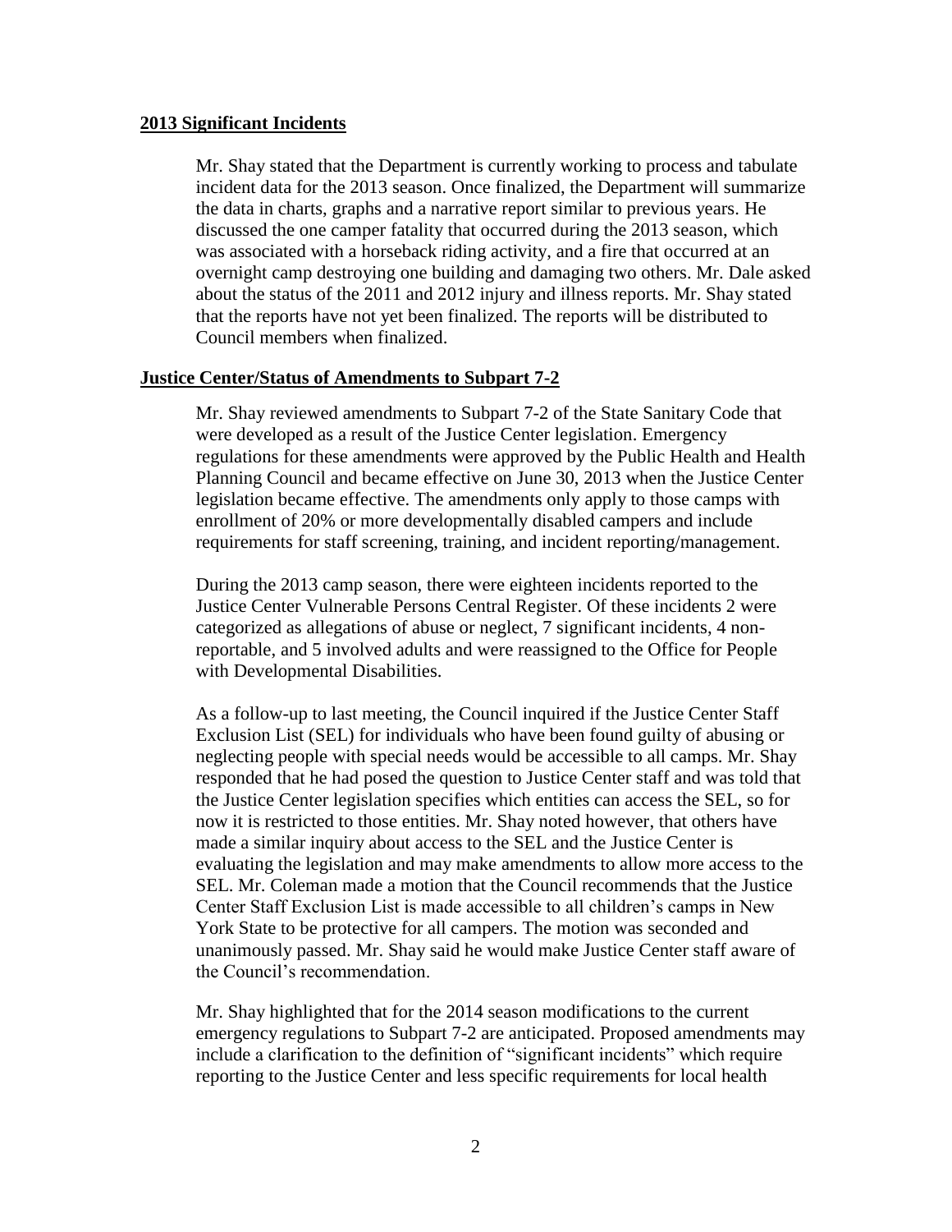## 2013 Significant Incidents

Mr. Shay stated that the Department is currently working to process and tabulate incident data for the 2013 season. Once finalized, the Department will summarize the data in charts, graphs and a narrative report similar to previous years. He discussed the one camper fatality that occurred during the 2013 season, which was associated with a horseback riding activity, and a fire that occurred at an overnight camp destroying one building and damaging two others. Mr. Dale asked about the status of the 2011 and 2012 injury and illness reports. Mr. Shay stated that the reports have not yet been finalized. The reports will be distributed to Council members when finalized.

## Justice Center/Status of Amendments to Subpart 7-2

Mr. Shay reviewed amendments to Subpart 7-2 of the State Sanitary Code that were developed as a result of the Justice Center legislation. Emergency regulations for these amendments were approved by the Public Health and Health Planning Council and became effective on June 30, 2013 when the Justice Center legislation became effective. The amendments only apply to those camps with enrollment of 20% or more developmentally disabled campers and include requirements for staff screening, training, and incident reporting/management.

During the 2013 camp season, there were eighteen incidents reported to the Justice Center Vulnerable Persons Central Register. Of these incidents 2 were categorized as allegations of abuse or neglect, 7 significant incidents, 4 non-reportable, and 5 involved adults and were reassigned to the Office for People with Developmental Disabilities.

As a follow-up to last meeting, the Council inquired if the Justice Center Staff Exclusion List (SEL) for individuals who have been found guilty of abusing or neglecting people with special needs would be accessible to all camps. Mr. Shay responded that he had posed the question to Justice Center staff and was told that the Justice Center legislation specifies which entities can access the SEL, so for now it is restricted to those entities. Mr. Shay noted however, that others have made a similar inquiry about access to the SEL and the Justice Center is evaluating the legislation and may make amendments to allow more access to the SEL. Mr. Coleman made a motion that the Council recommends that the Justice Center Staff Exclusion List is made accessible to all children's camps in New York State to be protective for all campers. The motion was seconded and unanimously passed. Mr. Shay said he would make Justice Center staff aware of the Council's recommendation.

Mr. Shay highlighted that for the 2014 season modifications to the current emergency regulations to Subpart 7-2 are anticipated. Proposed amendments may include a clarification to the definition of "significant incidents" which require reporting to the Justice Center and less specific requirements for local health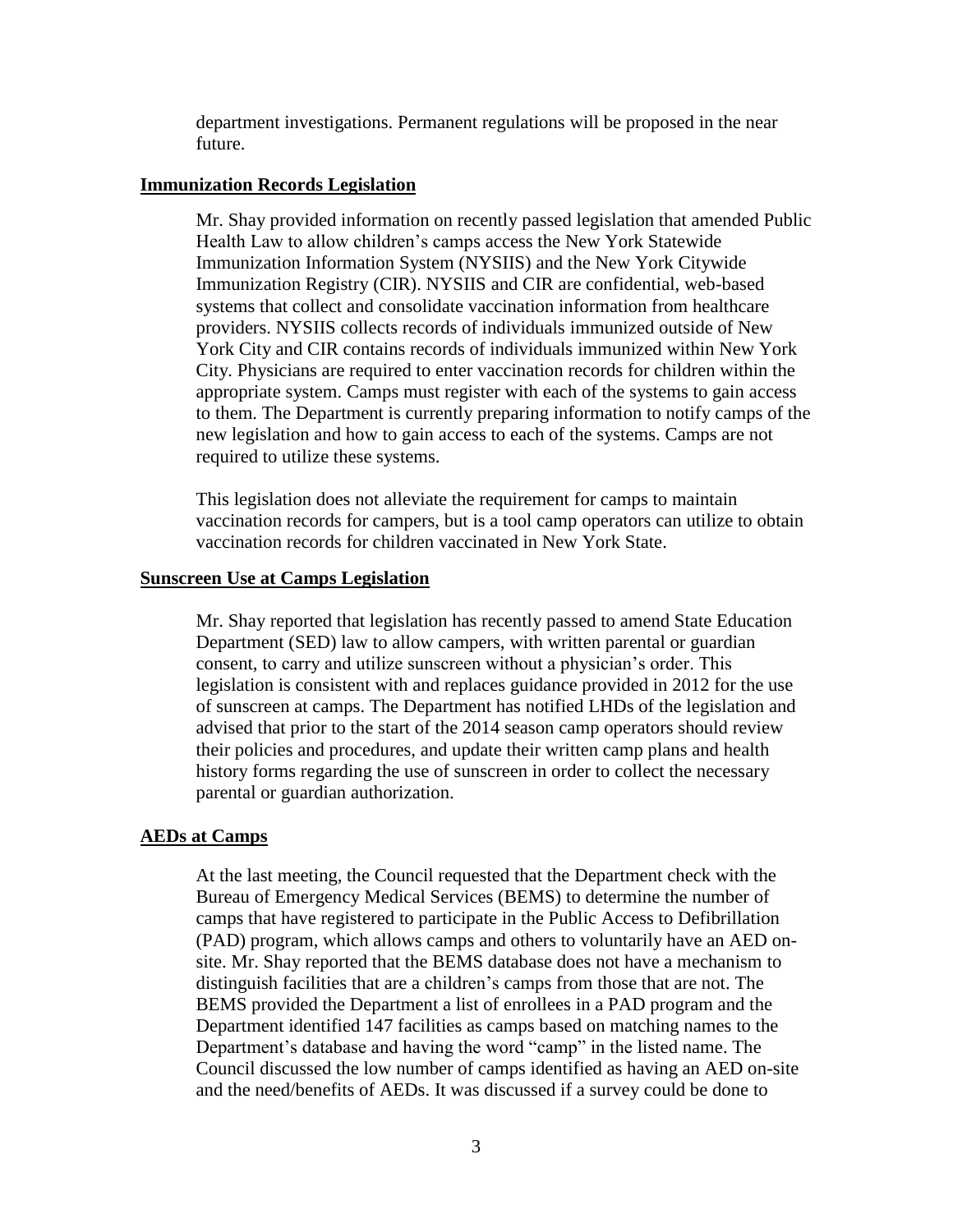department investigations. Permanent regulations will be proposed in the near future.

**Immunization Records Legislation**

Mr. Shay provided information on recently passed legislation that amended Public Health Law to allow children's camps access the New York Statewide Immunization Information System (NYSIIS) and the New York Citywide Immunization Registry (CIR). NYSIIS and CIR are confidential, web-based systems that collect and consolidate vaccination information from healthcare providers. NYSIIS collects records of individuals immunized outside of New York City and CIR contains records of individuals immunized within New York City. Physicians are required to enter vaccination records for children within the appropriate system. Camps must register with each of the systems to gain access to them. The Department is currently preparing information to notify camps of the new legislation and how to gain access to each of the systems. Camps are not required to utilize these systems.

This legislation does not alleviate the requirement for camps to maintain vaccination records for campers, but is a tool camp operators can utilize to obtain vaccination records for children vaccinated in New York State.

**Sunscreen Use at Camps Legislation**

Mr. Shay reported that legislation has recently passed to amend State Education Department (SED) law to allow campers, with written parental or guardian consent, to carry and utilize sunscreen without a physician's order. This legislation is consistent with and replaces guidance provided in 2012 for the use of sunscreen at camps. The Department has notified LHDs of the legislation and advised that prior to the start of the 2014 season camp operators should review their policies and procedures, and update their written camp plans and health history forms regarding the use of sunscreen in order to collect the necessary parental or guardian authorization.

**AEDs at Camps**

At the last meeting, the Council requested that the Department check with the Bureau of Emergency Medical Services (BEMS) to determine the number of camps that have registered to participate in the Public Access to Defibrillation (PAD) program, which allows camps and others to voluntarily have an AED on-site. Mr. Shay reported that the BEMS database does not have a mechanism to distinguish facilities that are a children's camps from those that are not. The BEMS provided the Department a list of enrollees in a PAD program and the Department identified 147 facilities as camps based on matching names to the Department's database and having the word "camp" in the listed name. The Council discussed the low number of camps identified as having an AED on-site and the need/benefits of AEDs. It was discussed if a survey could be done to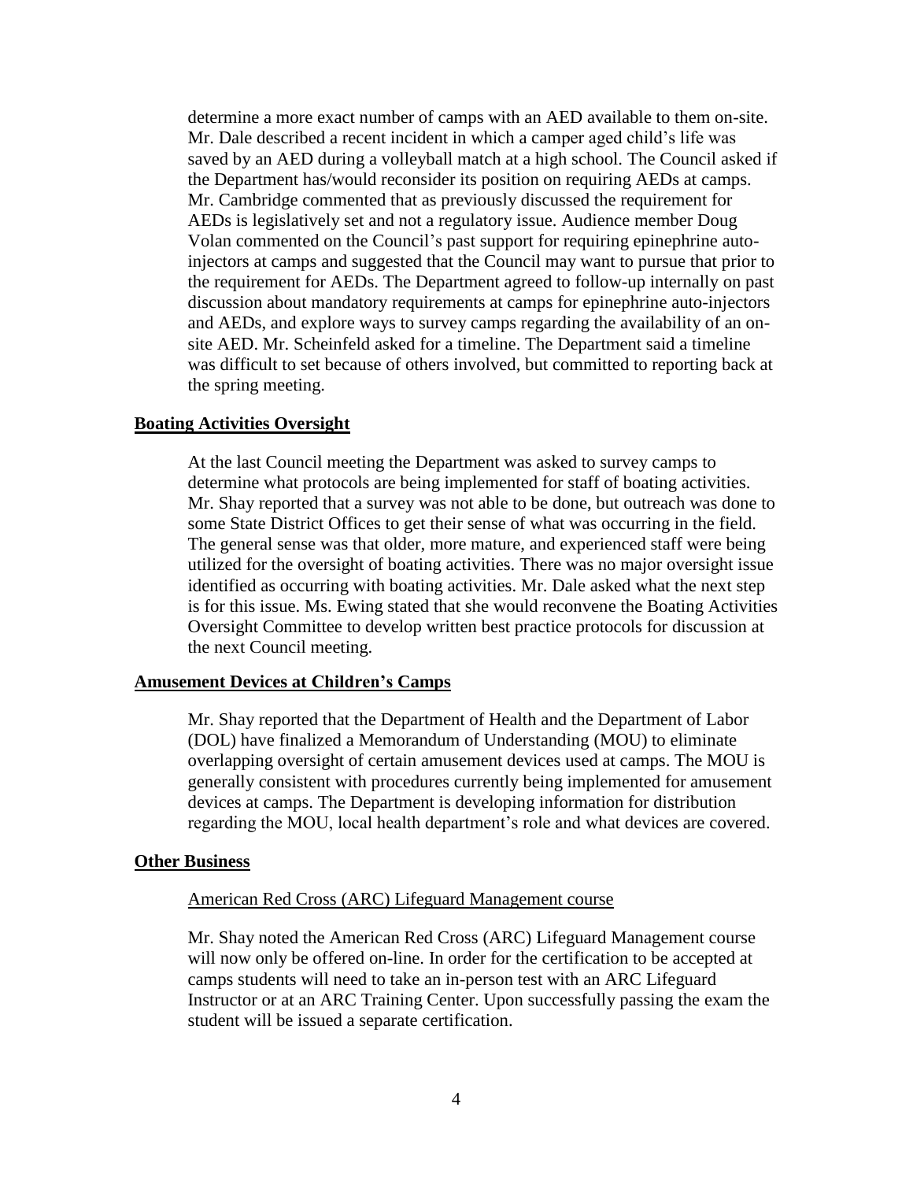determine a more exact number of camps with an AED available to them on-site. Mr. Dale described a recent incident in which a camper aged child's life was saved by an AED during a volleyball match at a high school. The Council asked if the Department has/would reconsider its position on requiring AEDs at camps. Mr. Cambridge commented that as previously discussed the requirement for AEDs is legislatively set and not a regulatory issue. Audience member Doug Volan commented on the Council's past support for requiring epinephrine auto-injectors at camps and suggested that the Council may want to pursue that prior to the requirement for AEDs. The Department agreed to follow-up internally on past discussion about mandatory requirements at camps for epinephrine auto-injectors and AEDs, and explore ways to survey camps regarding the availability of an on-site AED. Mr. Scheinfeld asked for a timeline. The Department said a timeline was difficult to set because of others involved, but committed to reporting back at the spring meeting.

## Boating Activities Oversight

At the last Council meeting the Department was asked to survey camps to determine what protocols are being implemented for staff of boating activities. Mr. Shay reported that a survey was not able to be done, but outreach was done to some State District Offices to get their sense of what was occurring in the field. The general sense was that older, more mature, and experienced staff were being utilized for the oversight of boating activities. There was no major oversight issue identified as occurring with boating activities. Mr. Dale asked what the next step is for this issue. Ms. Ewing stated that she would reconvene the Boating Activities Oversight Committee to develop written best practice protocols for discussion at the next Council meeting.

## Amusement Devices at Children's Camps

Mr. Shay reported that the Department of Health and the Department of Labor (DOL) have finalized a Memorandum of Understanding (MOU) to eliminate overlapping oversight of certain amusement devices used at camps. The MOU is generally consistent with procedures currently being implemented for amusement devices at camps. The Department is developing information for distribution regarding the MOU, local health department's role and what devices are covered.

## Other Business

### American Red Cross (ARC) Lifeguard Management course

Mr. Shay noted the American Red Cross (ARC) Lifeguard Management course will now only be offered on-line. In order for the certification to be accepted at camps students will need to take an in-person test with an ARC Lifeguard Instructor or at an ARC Training Center. Upon successfully passing the exam the student will be issued a separate certification.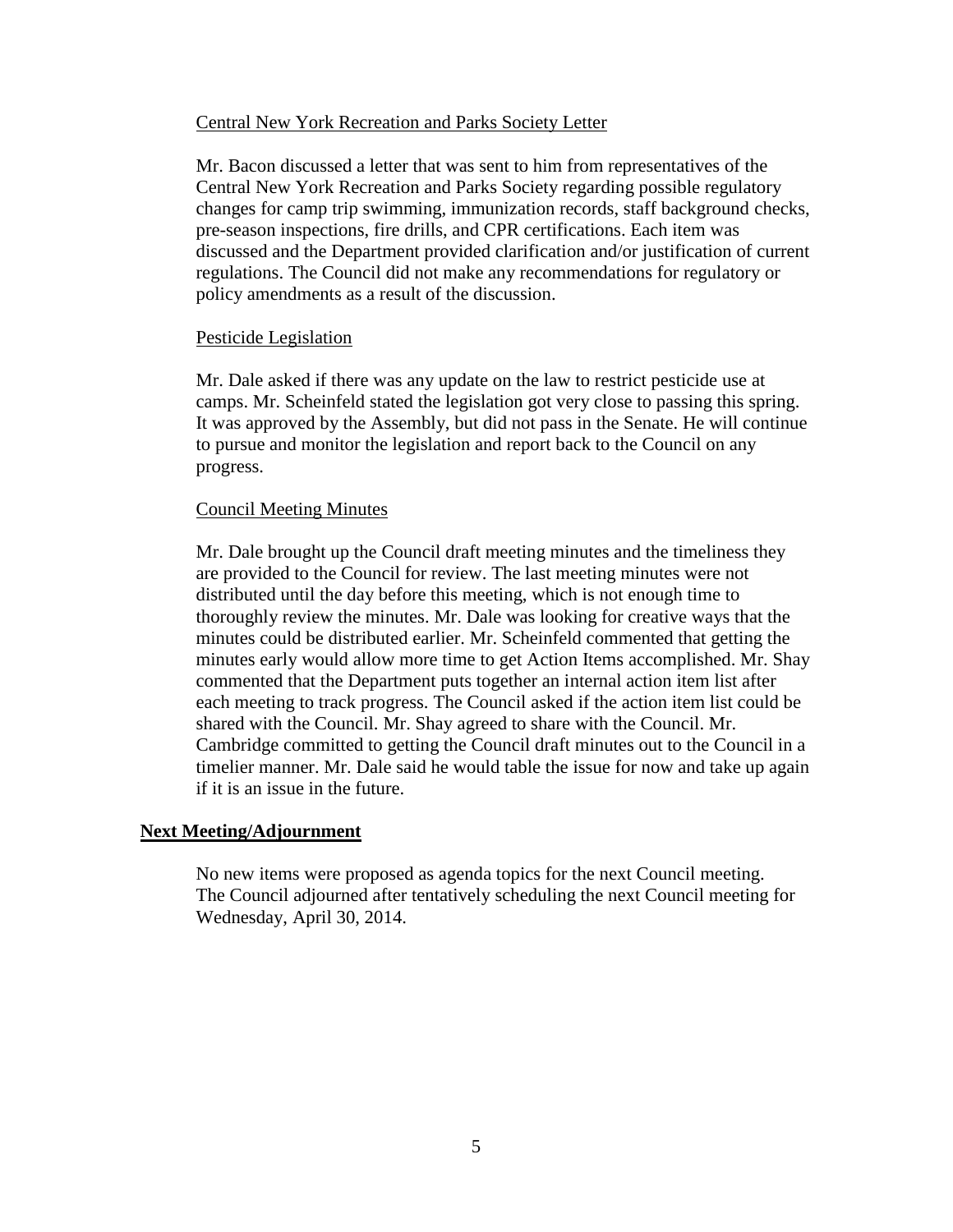<u>Central New York Recreation and Parks Society Letter</u>

Mr. Bacon discussed a letter that was sent to him from representatives of the Central New York Recreation and Parks Society regarding possible regulatory changes for camp trip swimming, immunization records, staff background checks, pre-season inspections, fire drills, and CPR certifications. Each item was discussed and the Department provided clarification and/or justification of current regulations. The Council did not make any recommendations for regulatory or policy amendments as a result of the discussion.

<u>Pesticide Legislation</u>

Mr. Dale asked if there was any update on the law to restrict pesticide use at camps. Mr. Scheinfeld stated the legislation got very close to passing this spring. It was approved by the Assembly, but did not pass in the Senate. He will continue to pursue and monitor the legislation and report back to the Council on any progress.

<u>Council Meeting Minutes</u>

Mr. Dale brought up the Council draft meeting minutes and the timeliness they are provided to the Council for review. The last meeting minutes were not distributed until the day before this meeting, which is not enough time to thoroughly review the minutes. Mr. Dale was looking for creative ways that the minutes could be distributed earlier. Mr. Scheinfeld commented that getting the minutes early would allow more time to get Action Items accomplished. Mr. Shay commented that the Department puts together an internal action item list after each meeting to track progress. The Council asked if the action item list could be shared with the Council. Mr. Shay agreed to share with the Council. Mr. Cambridge committed to getting the Council draft minutes out to the Council in a timelier manner. Mr. Dale said he would table the issue for now and take up again if it is an issue in the future.

## Next Meeting/Adjournment

No new items were proposed as agenda topics for the next Council meeting. The Council adjourned after tentatively scheduling the next Council meeting for Wednesday, April 30, 2014.